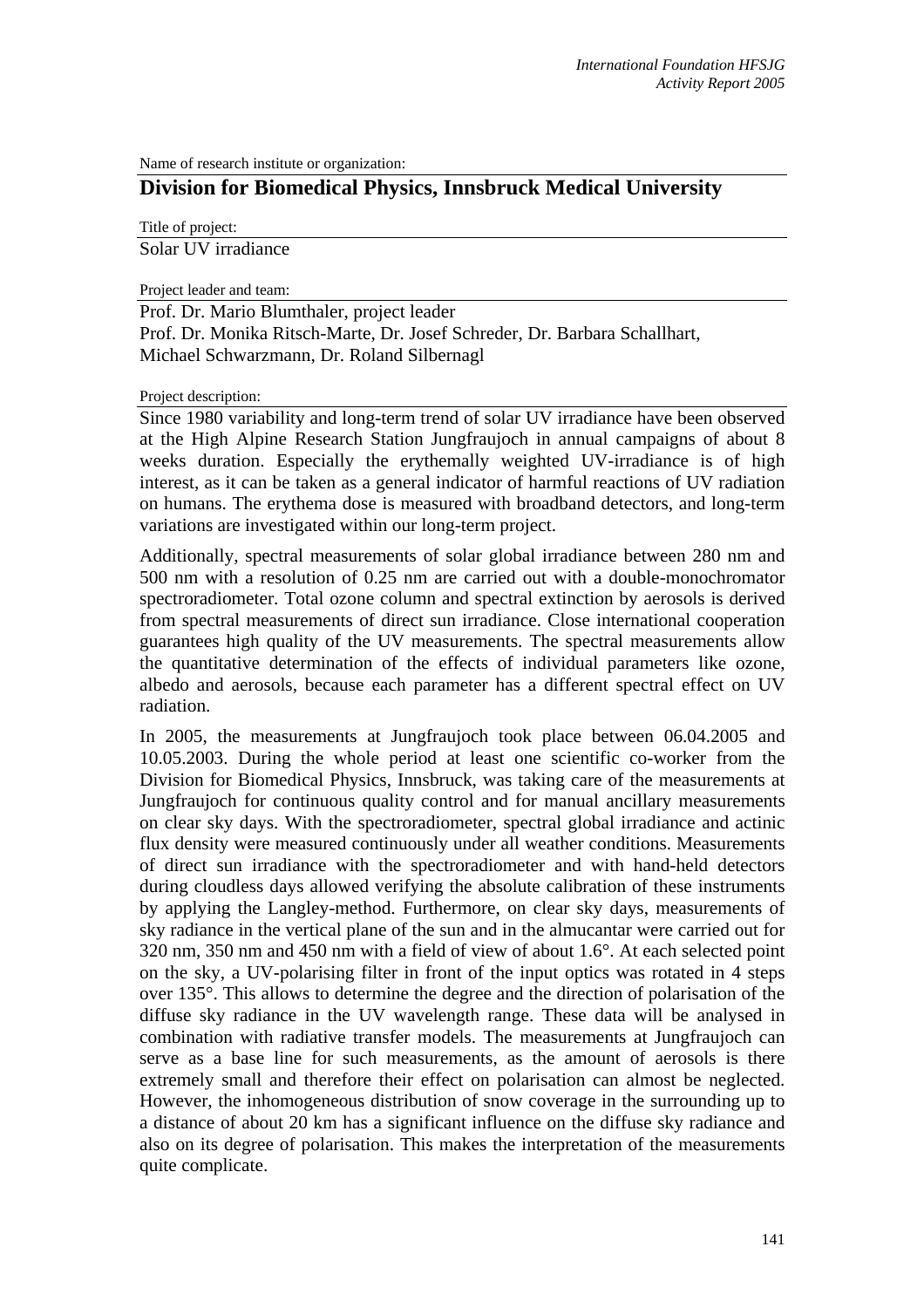Name of research institute or organization:

## Division for Biomedical Physics, Innsbruck Medical University

Title of project:

Solar UV irradiance

Project leader and team:

Prof. Dr. Mario Blumthaler, project leader  
Prof. Dr. Monika Ritsch-Marte, Dr. Josef Schreder, Dr. Barbara Schallhart, Michael Schwarzmann, Dr. Roland Silbernagl

Project description:

Since 1980 variability and long-term trend of solar UV irradiance have been observed at the High Alpine Research Station Jungfraujoch in annual campaigns of about 8 weeks duration. Especially the erythemally weighted UV-irradiance is of high interest, as it can be taken as a general indicator of harmful reactions of UV radiation on humans. The erythema dose is measured with broadband detectors, and long-term variations are investigated within our long-term project.

Additionally, spectral measurements of solar global irradiance between 280 nm and 500 nm with a resolution of 0.25 nm are carried out with a double-monochromator spectroradiometer. Total ozone column and spectral extinction by aerosols is derived from spectral measurements of direct sun irradiance. Close international cooperation guarantees high quality of the UV measurements. The spectral measurements allow the quantitative determination of the effects of individual parameters like ozone, albedo and aerosols, because each parameter has a different spectral effect on UV radiation.

In 2005, the measurements at Jungfraujoch took place between 06.04.2005 and 10.05.2003. During the whole period at least one scientific co-worker from the Division for Biomedical Physics, Innsbruck, was taking care of the measurements at Jungfraujoch for continuous quality control and for manual ancillary measurements on clear sky days. With the spectroradiometer, spectral global irradiance and actinic flux density were measured continuously under all weather conditions. Measurements of direct sun irradiance with the spectroradiometer and with hand-held detectors during cloudless days allowed verifying the absolute calibration of these instruments by applying the Langley-method. Furthermore, on clear sky days, measurements of sky radiance in the vertical plane of the sun and in the almucantar were carried out for 320 nm, 350 nm and 450 nm with a field of view of about 1.6°. At each selected point on the sky, a UV-polarising filter in front of the input optics was rotated in 4 steps over 135°. This allows to determine the degree and the direction of polarisation of the diffuse sky radiance in the UV wavelength range. These data will be analysed in combination with radiative transfer models. The measurements at Jungfraujoch can serve as a base line for such measurements, as the amount of aerosols is there extremely small and therefore their effect on polarisation can almost be neglected. However, the inhomogeneous distribution of snow coverage in the surrounding up to a distance of about 20 km has a significant influence on the diffuse sky radiance and also on its degree of polarisation. This makes the interpretation of the measurements quite complicate.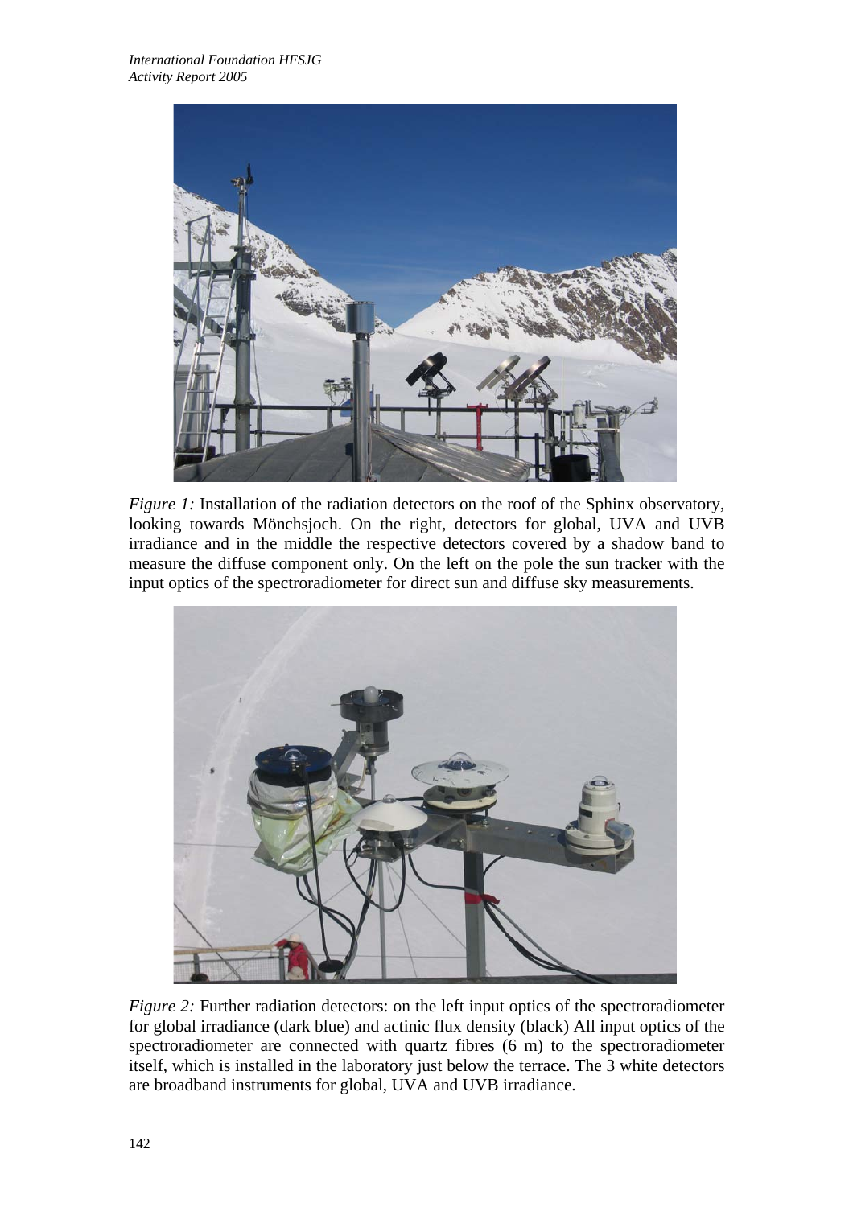*Figure 1:* Installation of the radiation detectors on the roof of the Sphinx observatory, looking towards Mönchsjoch. On the right, detectors for global, UVA and UVB irradiance and in the middle the respective detectors covered by a shadow band to measure the diffuse component only. On the left on the pole the sun tracker with the input optics of the spectroradiometer for direct sun and diffuse sky measurements.

*Figure 2:* Further radiation detectors: on the left input optics of the spectroradiometer for global irradiance (dark blue) and actinic flux density (black) All input optics of the spectroradiometer are connected with quartz fibres (6 m) to the spectroradiometer itself, which is installed in the laboratory just below the terrace. The 3 white detectors are broadband instruments for global, UVA and UVB irradiance.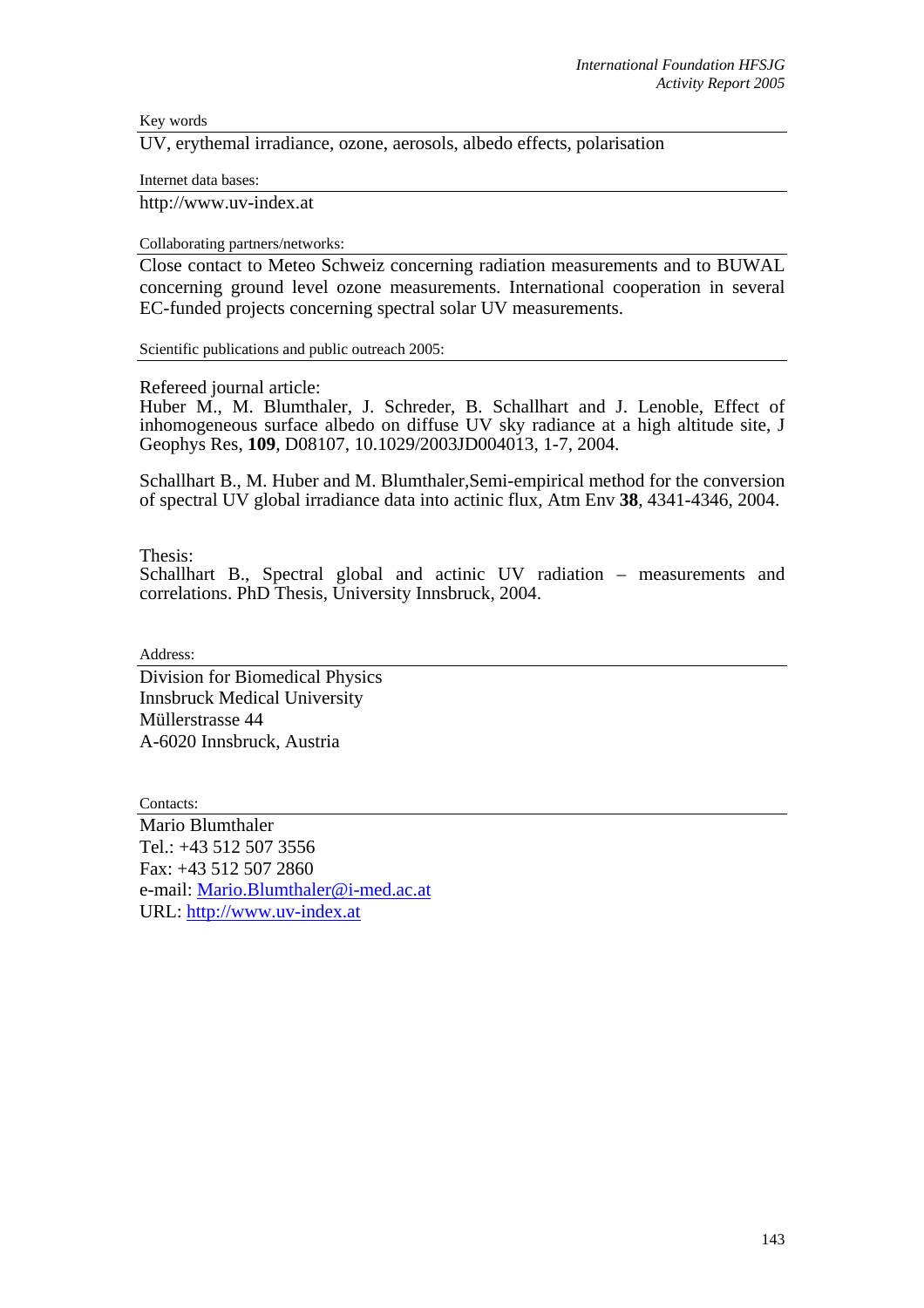Key words

UV, erythemal irradiance, ozone, aerosols, albedo effects, polarisation

Internet data bases:

http://www.uv-index.at

Collaborating partners/networks:

Close contact to Meteo Schweiz concerning radiation measurements and to BUWAL concerning ground level ozone measurements. International cooperation in several EC-funded projects concerning spectral solar UV measurements.

Scientific publications and public outreach 2005:

Refereed journal article:
Huber M., M. Blumthaler, J. Schreder, B. Schallhart and J. Lenoble, Effect of inhomogeneous surface albedo on diffuse UV sky radiance at a high altitude site, J Geophys Res, **109**, D08107, 10.1029/2003JD004013, 1-7, 2004.

Schallhart B., M. Huber and M. Blumthaler,Semi-empirical method for the conversion of spectral UV global irradiance data into actinic flux, Atm Env **38**, 4341-4346, 2004.

Thesis:
Schallhart B., Spectral global and actinic UV radiation – measurements and correlations. PhD Thesis, University Innsbruck, 2004.

Address:

Division for Biomedical Physics
Innsbruck Medical University
Müllerstrasse 44
A-6020 Innsbruck, Austria

Contacts:

Mario Blumthaler
Tel.: +43 512 507 3556
Fax: +43 512 507 2860
e-mail: Mario.Blumthaler@i-med.ac.at
URL: http://www.uv-index.at